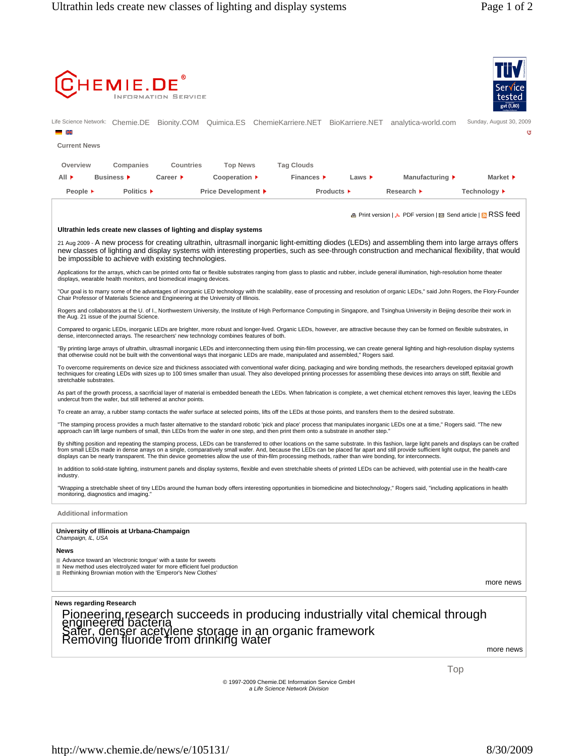CHEMIE.DE®
INFORMATION SERVICE

Life Science Network: Chemie.DE Bionity.COM Quimica.ES ChemieKarriere.NET BioKarriere.NET analytica-world.com

Sunday, August 30, 2009

Current News

Overview | Companies | Countries | Top News | Tag Clouds

All | Business | Career | Cooperation | Finances | Laws | Manufacturing | Market

People | Politics | Price Development | Products | Research | Technology

Print version | PDF version | Send article | RSS feed

## Ultrathin leds create new classes of lighting and display systems

21 Aug 2009 - A new process for creating ultrathin, ultrasmall inorganic light-emitting diodes (LEDs) and assembling them into large arrays offers new classes of lighting and display systems with interesting properties, such as see-through construction and mechanical flexibility, that would be impossible to achieve with existing technologies.

Applications for the arrays, which can be printed onto flat or flexible substrates ranging from glass to plastic and rubber, include general illumination, high-resolution home theater displays, wearable health monitors, and biomedical imaging devices.

"Our goal is to marry some of the advantages of inorganic LED technology with the scalability, ease of processing and resolution of organic LEDs," said John Rogers, the Flory-Founder Chair Professor of Materials Science and Engineering at the University of Illinois.

Rogers and collaborators at the U. of I., Northwestern University, the Institute of High Performance Computing in Singapore, and Tsinghua University in Beijing describe their work in the Aug. 21 issue of the journal Science.

Compared to organic LEDs, inorganic LEDs are brighter, more robust and longer-lived. Organic LEDs, however, are attractive because they can be formed on flexible substrates, in dense, interconnected arrays. The researchers' new technology combines features of both.

"By printing large arrays of ultrathin, ultrasmall inorganic LEDs and interconnecting them using thin-film processing, we can create general lighting and high-resolution display systems that otherwise could not be built with the conventional ways that inorganic LEDs are made, manipulated and assembled," Rogers said.

To overcome requirements on device size and thickness associated with conventional wafer dicing, packaging and wire bonding methods, the researchers developed epitaxial growth techniques for creating LEDs with sizes up to 100 times smaller than usual. They also developed printing processes for assembling these devices into arrays on stiff, flexible and stretchable substrates.

As part of the growth process, a sacrificial layer of material is embedded beneath the LEDs. When fabrication is complete, a wet chemical etchent removes this layer, leaving the LEDs undercut from the wafer, but still tethered at anchor points.

To create an array, a rubber stamp contacts the wafer surface at selected points, lifts off the LEDs at those points, and transfers them to the desired substrate.

"The stamping process provides a much faster alternative to the standard robotic 'pick and place' process that manipulates inorganic LEDs one at a time," Rogers said. "The new approach can lift large numbers of small, thin LEDs from the wafer in one step, and then print them onto a substrate in another step."

By shifting position and repeating the stamping process, LEDs can be transferred to other locations on the same substrate. In this fashion, large light panels and displays can be crafted from small LEDs made in dense arrays on a single, comparatively small wafer. And, because the LEDs can be placed far apart and still provide sufficient light output, the panels and displays can be nearly transparent. The thin device geometries allow the use of thin-film processing methods, rather than wire bonding, for interconnects.

In addition to solid-state lighting, instrument panels and display systems, flexible and even stretchable sheets of printed LEDs can be achieved, with potential use in the health-care industry.

"Wrapping a stretchable sheet of tiny LEDs around the human body offers interesting opportunities in biomedicine and biotechnology," Rogers said, "including applications in health monitoring, diagnostics and imaging."

### Additional information

**University of Illinois at Urbana-Champaign**
*Champaign, IL, USA*

**News**

- Advance toward an 'electronic tongue' with a taste for sweets
- New method uses electrolyzed water for more efficient fuel production
- Rethinking Brownian motion with the 'Emperor's New Clothes'

more news

**News regarding Research**

- Pioneering research succeeds in producing industrially vital chemical through engineered bacteria
- Safer, denser acetylene storage in an organic framework
- Removing fluoride from drinking water

more news

Top

© 1997-2009 Chemie.DE Information Service GmbH
*a Life Science Network Division*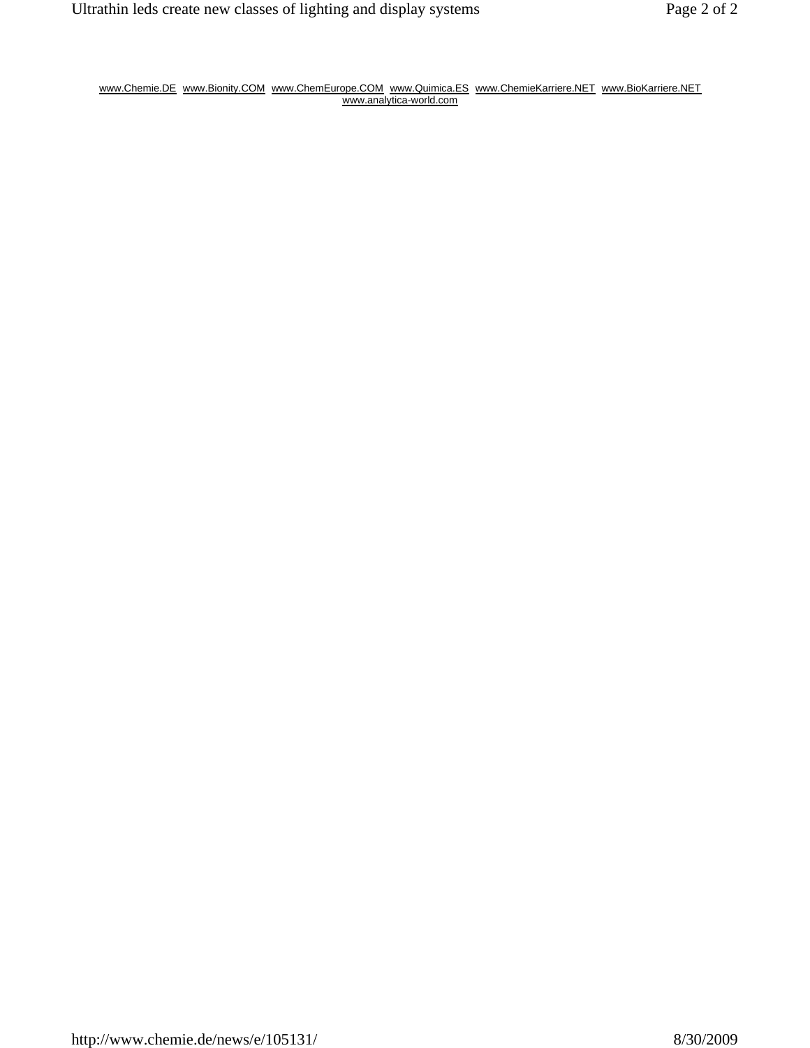www.Chemie.DE www.Bionity.COM www.ChemEurope.COM www.Quimica.ES www.ChemieKarriere.NET www.BioKarriere.NET www.analytica-world.com